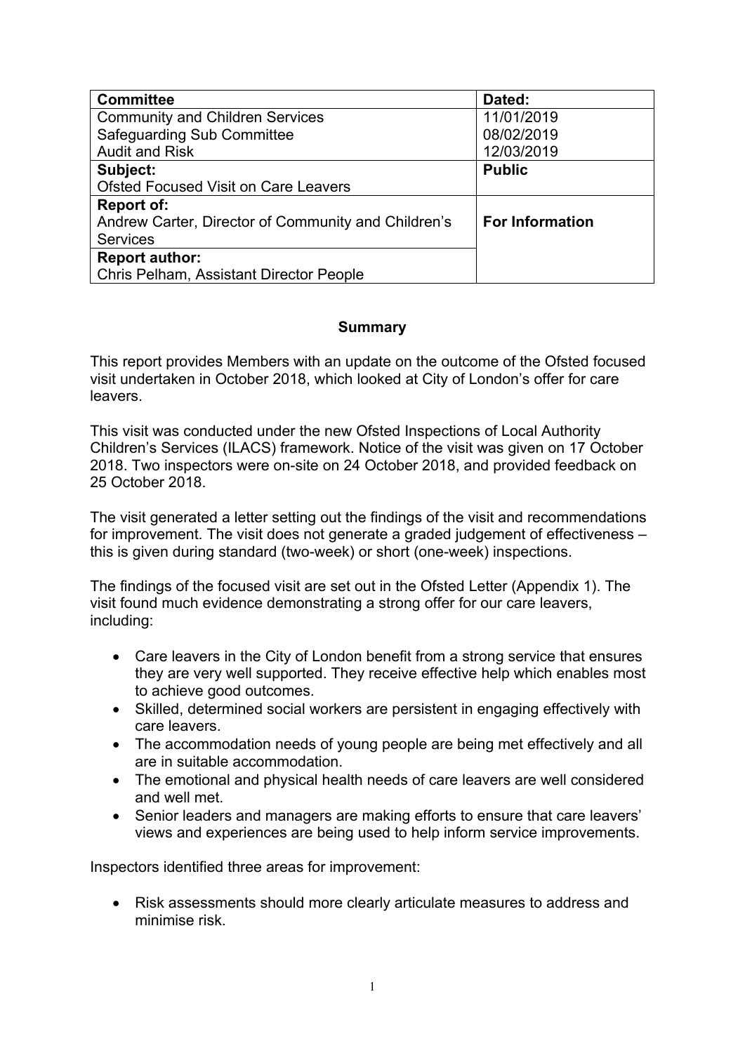| Committee | Dated: |
| --- | --- |
| Community and Children Services<br>Safeguarding Sub Committee<br>Audit and Risk | 11/01/2019<br>08/02/2019<br>12/03/2019 |
| **Subject:**<br>Ofsted Focused Visit on Care Leavers | **Public** |
| **Report of:**<br>Andrew Carter, Director of Community and Children's Services | **For Information** |
| **Report author:**<br>Chris Pelham, Assistant Director People | |

**Summary**

This report provides Members with an update on the outcome of the Ofsted focused visit undertaken in October 2018, which looked at City of London's offer for care leavers.

This visit was conducted under the new Ofsted Inspections of Local Authority Children's Services (ILACS) framework. Notice of the visit was given on 17 October 2018. Two inspectors were on-site on 24 October 2018, and provided feedback on 25 October 2018.

The visit generated a letter setting out the findings of the visit and recommendations for improvement. The visit does not generate a graded judgement of effectiveness – this is given during standard (two-week) or short (one-week) inspections.

The findings of the focused visit are set out in the Ofsted Letter (Appendix 1). The visit found much evidence demonstrating a strong offer for our care leavers, including:

- Care leavers in the City of London benefit from a strong service that ensures they are very well supported. They receive effective help which enables most to achieve good outcomes.
- Skilled, determined social workers are persistent in engaging effectively with care leavers.
- The accommodation needs of young people are being met effectively and all are in suitable accommodation.
- The emotional and physical health needs of care leavers are well considered and well met.
- Senior leaders and managers are making efforts to ensure that care leavers' views and experiences are being used to help inform service improvements.

Inspectors identified three areas for improvement:

- Risk assessments should more clearly articulate measures to address and minimise risk.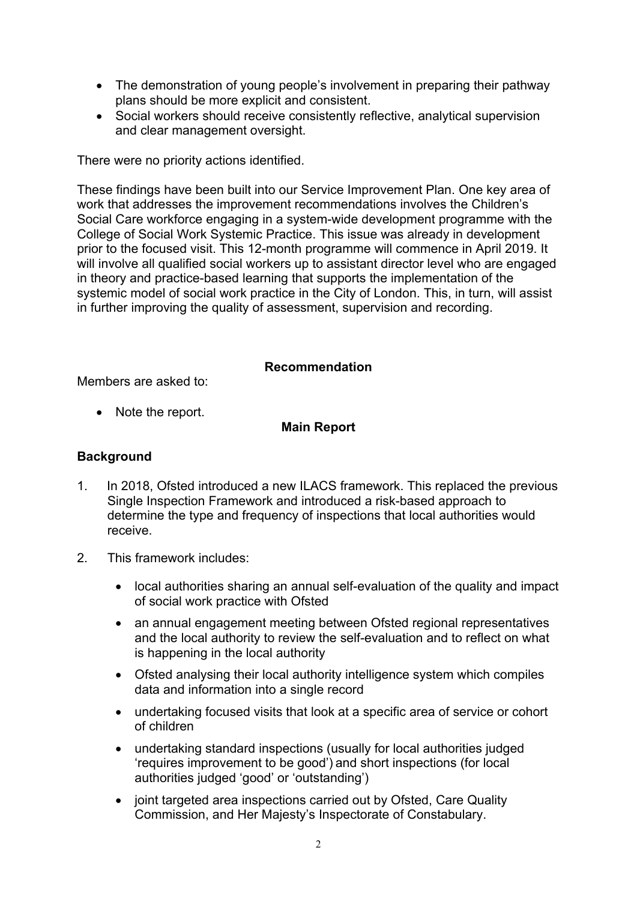- The demonstration of young people's involvement in preparing their pathway plans should be more explicit and consistent.
- Social workers should receive consistently reflective, analytical supervision and clear management oversight.

There were no priority actions identified.

These findings have been built into our Service Improvement Plan. One key area of work that addresses the improvement recommendations involves the Children's Social Care workforce engaging in a system-wide development programme with the College of Social Work Systemic Practice. This issue was already in development prior to the focused visit. This 12-month programme will commence in April 2019. It will involve all qualified social workers up to assistant director level who are engaged in theory and practice-based learning that supports the implementation of the systemic model of social work practice in the City of London. This, in turn, will assist in further improving the quality of assessment, supervision and recording.

**Recommendation**

Members are asked to:

- Note the report.

**Main Report**

## Background

1. In 2018, Ofsted introduced a new ILACS framework. This replaced the previous Single Inspection Framework and introduced a risk-based approach to determine the type and frequency of inspections that local authorities would receive.

2. This framework includes:

   - local authorities sharing an annual self-evaluation of the quality and impact of social work practice with Ofsted
   - an annual engagement meeting between Ofsted regional representatives and the local authority to review the self-evaluation and to reflect on what is happening in the local authority
   - Ofsted analysing their local authority intelligence system which compiles data and information into a single record
   - undertaking focused visits that look at a specific area of service or cohort of children
   - undertaking standard inspections (usually for local authorities judged 'requires improvement to be good') and short inspections (for local authorities judged 'good' or 'outstanding')
   - joint targeted area inspections carried out by Ofsted, Care Quality Commission, and Her Majesty's Inspectorate of Constabulary.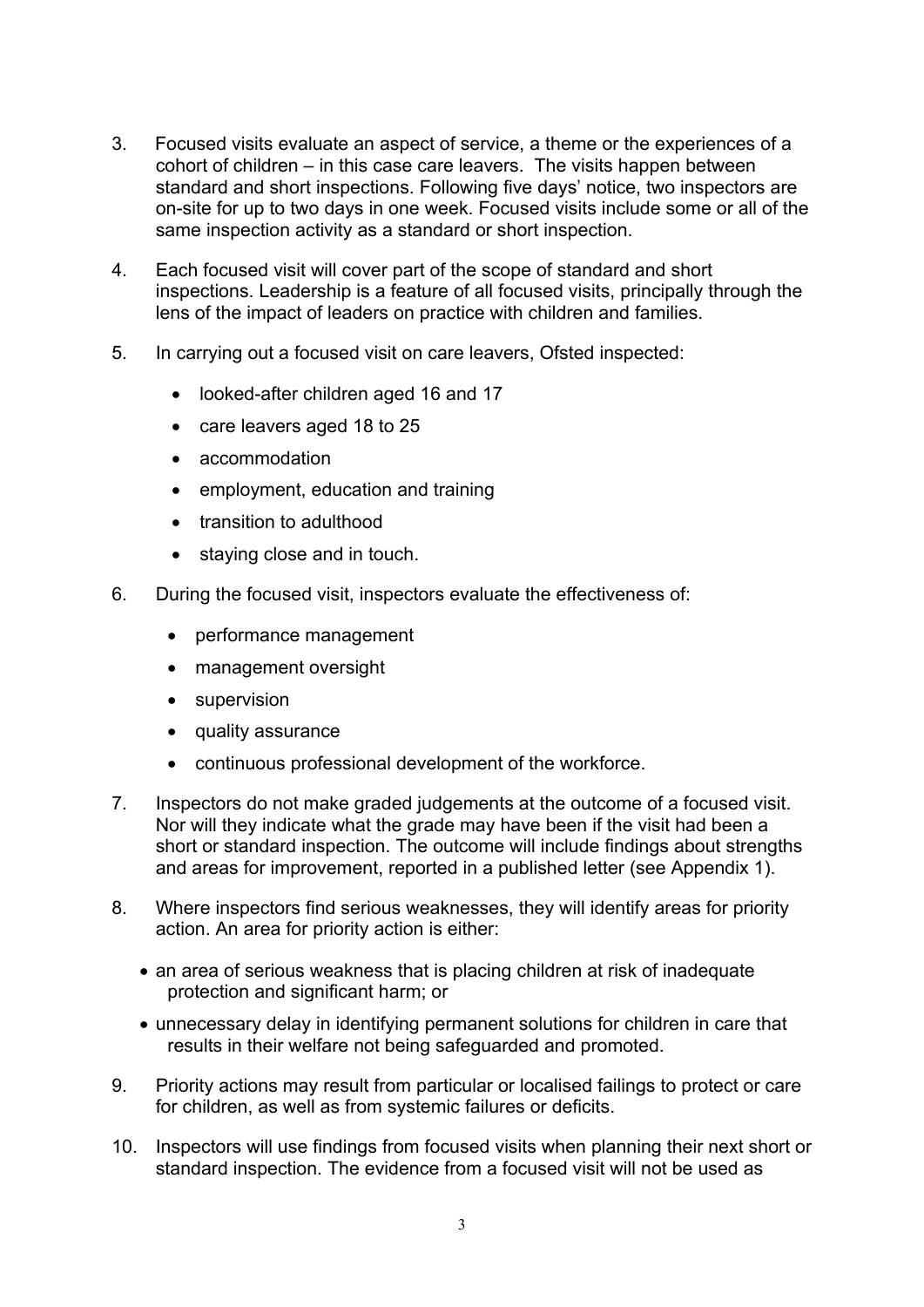3. Focused visits evaluate an aspect of service, a theme or the experiences of a cohort of children – in this case care leavers. The visits happen between standard and short inspections. Following five days' notice, two inspectors are on-site for up to two days in one week. Focused visits include some or all of the same inspection activity as a standard or short inspection.

4. Each focused visit will cover part of the scope of standard and short inspections. Leadership is a feature of all focused visits, principally through the lens of the impact of leaders on practice with children and families.

5. In carrying out a focused visit on care leavers, Ofsted inspected:

    - looked-after children aged 16 and 17
    - care leavers aged 18 to 25
    - accommodation
    - employment, education and training
    - transition to adulthood
    - staying close and in touch.

6. During the focused visit, inspectors evaluate the effectiveness of:

    - performance management
    - management oversight
    - supervision
    - quality assurance
    - continuous professional development of the workforce.

7. Inspectors do not make graded judgements at the outcome of a focused visit. Nor will they indicate what the grade may have been if the visit had been a short or standard inspection. The outcome will include findings about strengths and areas for improvement, reported in a published letter (see Appendix 1).

8. Where inspectors find serious weaknesses, they will identify areas for priority action. An area for priority action is either:

    - an area of serious weakness that is placing children at risk of inadequate protection and significant harm; or
    - unnecessary delay in identifying permanent solutions for children in care that results in their welfare not being safeguarded and promoted.

9. Priority actions may result from particular or localised failings to protect or care for children, as well as from systemic failures or deficits.

10. Inspectors will use findings from focused visits when planning their next short or standard inspection. The evidence from a focused visit will not be used as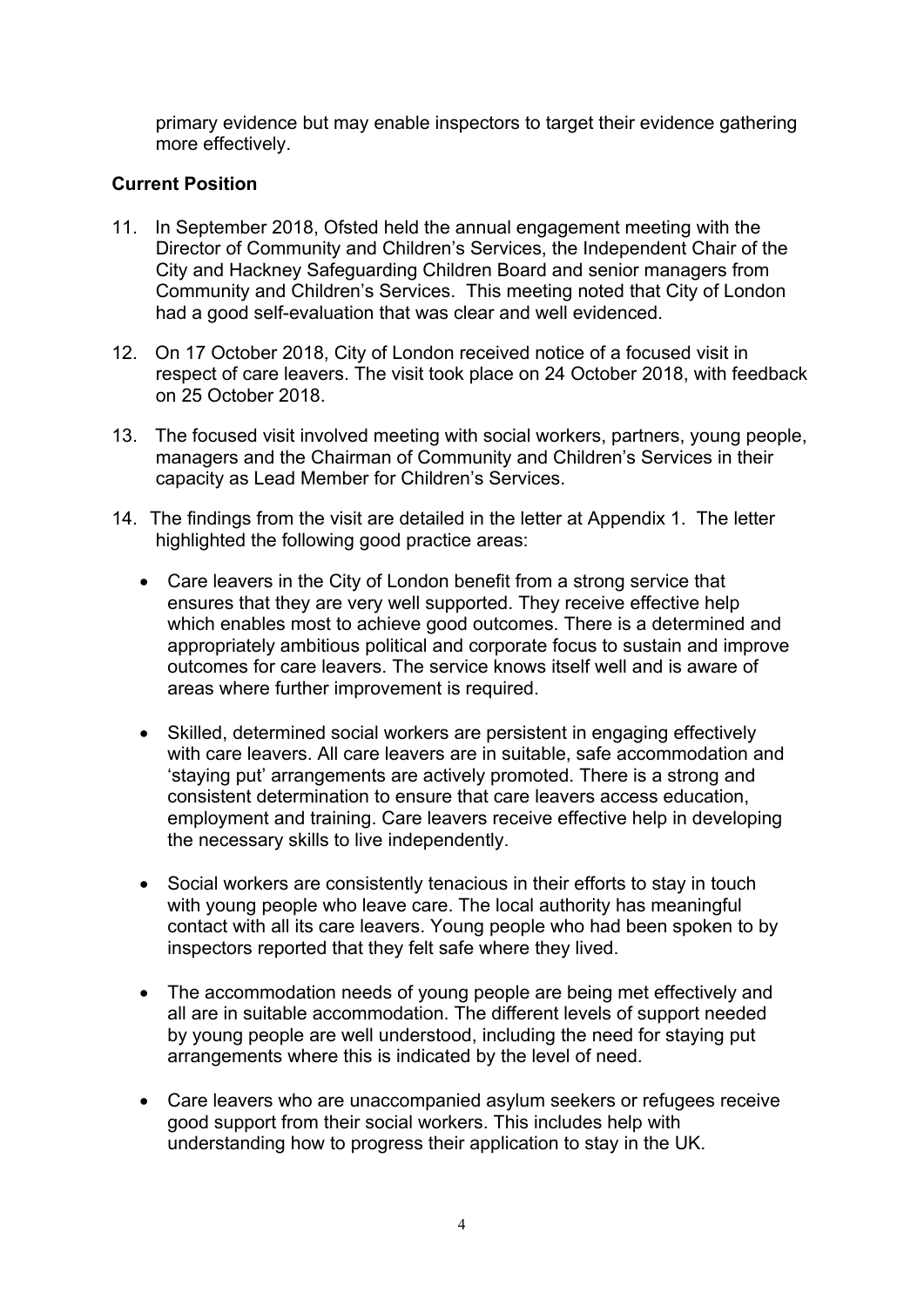primary evidence but may enable inspectors to target their evidence gathering more effectively.

**Current Position**

11. In September 2018, Ofsted held the annual engagement meeting with the Director of Community and Children's Services, the Independent Chair of the City and Hackney Safeguarding Children Board and senior managers from Community and Children's Services. This meeting noted that City of London had a good self-evaluation that was clear and well evidenced.

12. On 17 October 2018, City of London received notice of a focused visit in respect of care leavers. The visit took place on 24 October 2018, with feedback on 25 October 2018.

13. The focused visit involved meeting with social workers, partners, young people, managers and the Chairman of Community and Children's Services in their capacity as Lead Member for Children's Services.

14. The findings from the visit are detailed in the letter at Appendix 1. The letter highlighted the following good practice areas:

    - Care leavers in the City of London benefit from a strong service that ensures that they are very well supported. They receive effective help which enables most to achieve good outcomes. There is a determined and appropriately ambitious political and corporate focus to sustain and improve outcomes for care leavers. The service knows itself well and is aware of areas where further improvement is required.

    - Skilled, determined social workers are persistent in engaging effectively with care leavers. All care leavers are in suitable, safe accommodation and 'staying put' arrangements are actively promoted. There is a strong and consistent determination to ensure that care leavers access education, employment and training. Care leavers receive effective help in developing the necessary skills to live independently.

    - Social workers are consistently tenacious in their efforts to stay in touch with young people who leave care. The local authority has meaningful contact with all its care leavers. Young people who had been spoken to by inspectors reported that they felt safe where they lived.

    - The accommodation needs of young people are being met effectively and all are in suitable accommodation. The different levels of support needed by young people are well understood, including the need for staying put arrangements where this is indicated by the level of need.

    - Care leavers who are unaccompanied asylum seekers or refugees receive good support from their social workers. This includes help with understanding how to progress their application to stay in the UK.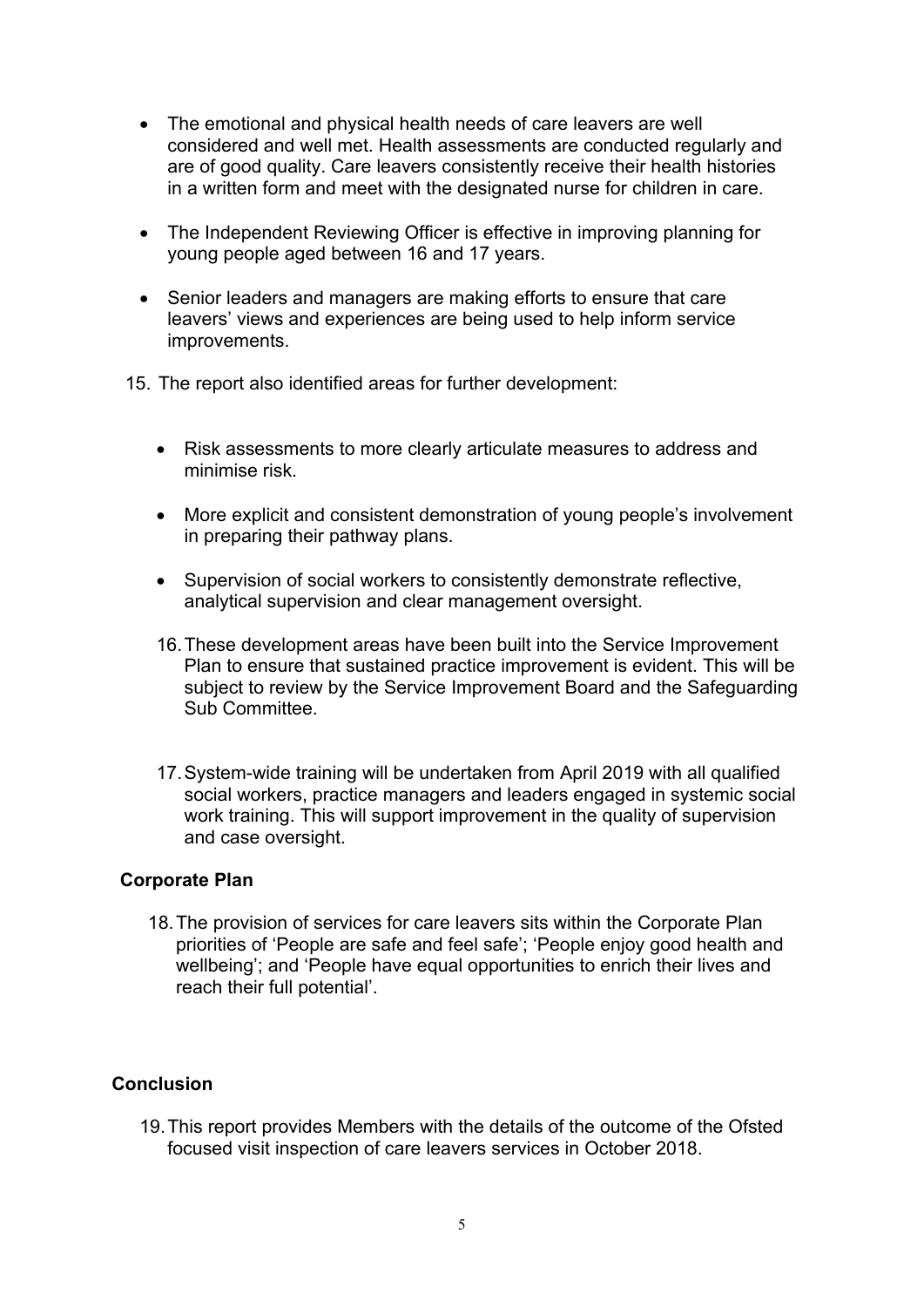- The emotional and physical health needs of care leavers are well considered and well met. Health assessments are conducted regularly and are of good quality. Care leavers consistently receive their health histories in a written form and meet with the designated nurse for children in care.

- The Independent Reviewing Officer is effective in improving planning for young people aged between 16 and 17 years.

- Senior leaders and managers are making efforts to ensure that care leavers' views and experiences are being used to help inform service improvements.

15. The report also identified areas for further development:

    - Risk assessments to more clearly articulate measures to address and minimise risk.

    - More explicit and consistent demonstration of young people's involvement in preparing their pathway plans.

    - Supervision of social workers to consistently demonstrate reflective, analytical supervision and clear management oversight.

16. These development areas have been built into the Service Improvement Plan to ensure that sustained practice improvement is evident. This will be subject to review by the Service Improvement Board and the Safeguarding Sub Committee.

17. System-wide training will be undertaken from April 2019 with all qualified social workers, practice managers and leaders engaged in systemic social work training. This will support improvement in the quality of supervision and case oversight.

**Corporate Plan**

18. The provision of services for care leavers sits within the Corporate Plan priorities of 'People are safe and feel safe'; 'People enjoy good health and wellbeing'; and 'People have equal opportunities to enrich their lives and reach their full potential'.

**Conclusion**

19. This report provides Members with the details of the outcome of the Ofsted focused visit inspection of care leavers services in October 2018.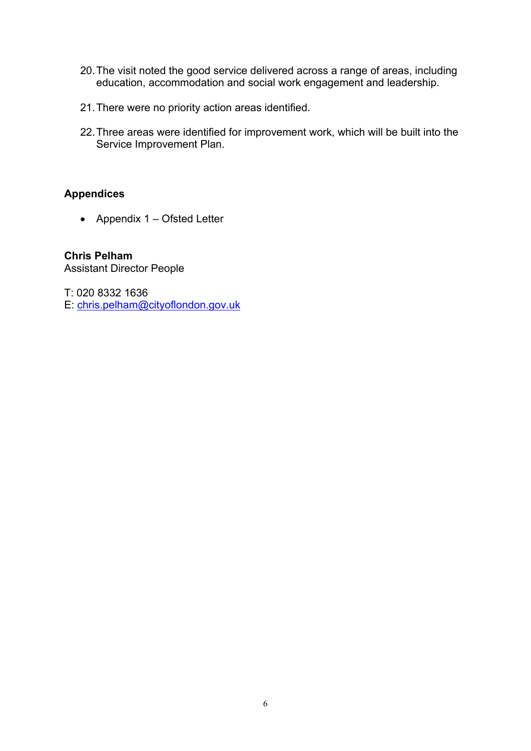20. The visit noted the good service delivered across a range of areas, including education, accommodation and social work engagement and leadership.

21. There were no priority action areas identified.

22. Three areas were identified for improvement work, which will be built into the Service Improvement Plan.

## Appendices

- Appendix 1 – Ofsted Letter

**Chris Pelham**
Assistant Director People

T: 020 8332 1636
E: chris.pelham@cityoflondon.gov.uk